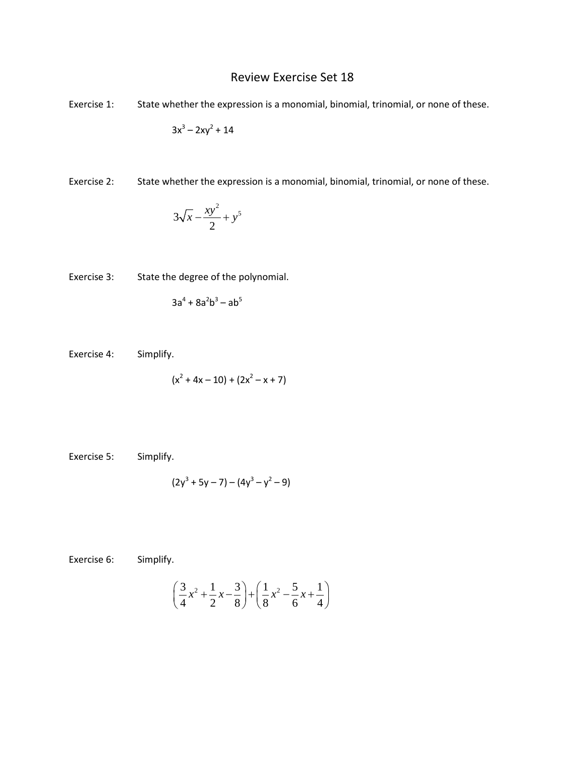# Review Exercise Set 18

Exercise 1: State whether the expression is a monomial, binomial, trinomial, or none of these.

$$3x^3 - 2xy^2 + 14$$

Exercise 2: State whether the expression is a monomial, binomial, trinomial, or none of these.

$$3\sqrt{x} - \frac{xy^2}{2} + y^5$$

Exercise 3: State the degree of the polynomial.

$$3a^4 + 8a^2b^3 - ab^5$$

Exercise 4: Simplify.

$$(x^2 + 4x - 10) + (2x^2 - x + 7)$$

Exercise 5: Simplify.

$$(2y^3 + 5y - 7) - (4y^3 - y^2 - 9)$$

Exercise 6: Simplify.

$$\left(\frac{3}{4}x^2 + \frac{1}{2}x - \frac{3}{8}\right) + \left(\frac{1}{8}x^2 - \frac{5}{6}x + \frac{1}{4}\right)$$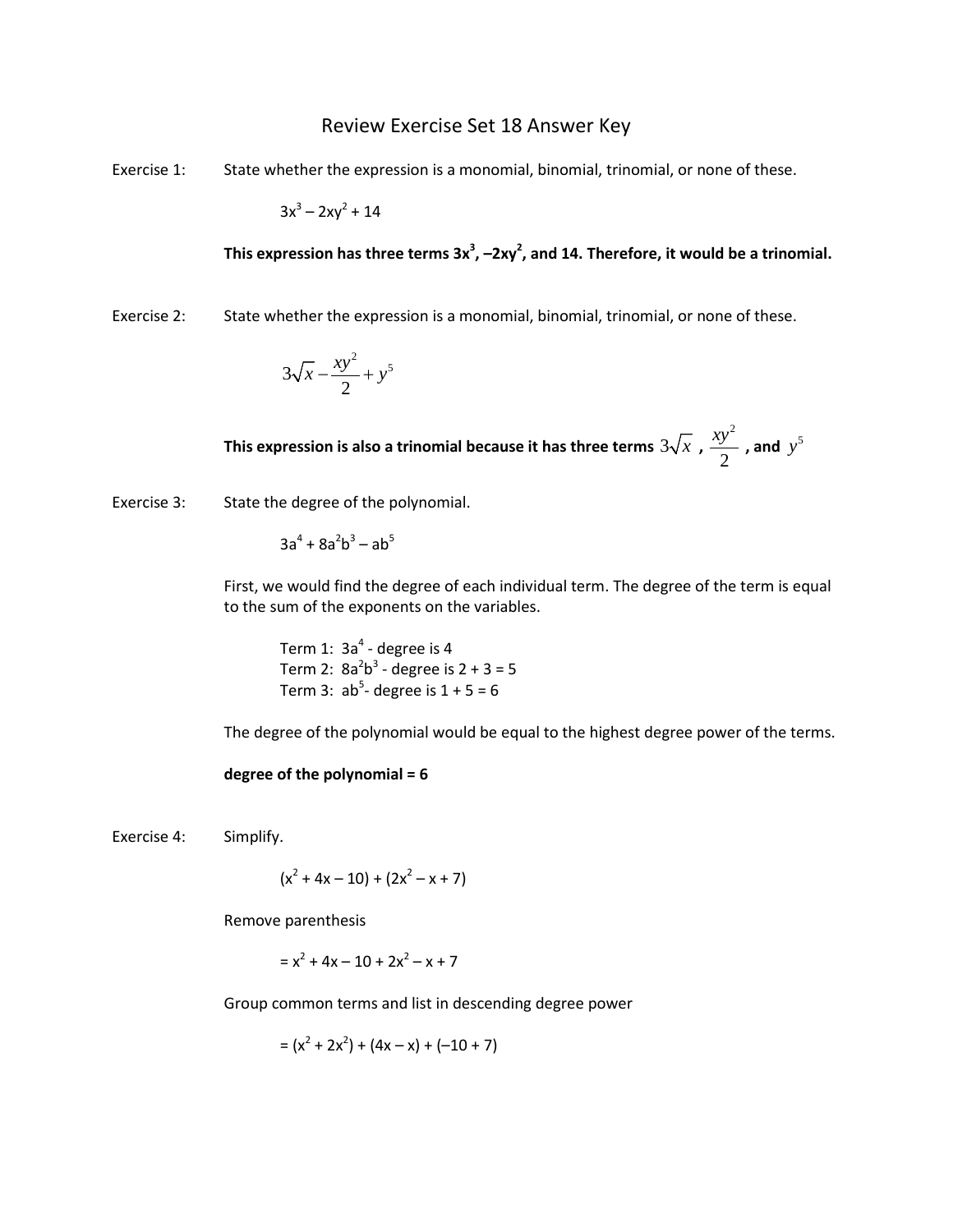# Review Exercise Set 18 Answer Key

Exercise 1: State whether the expression is a monomial, binomial, trinomial, or none of these.

$$3x^3 - 2xy^2 + 14$$

**This expression has three terms $3x^3$, $-2xy^2$, and 14. Therefore, it would be a trinomial.**

Exercise 2: State whether the expression is a monomial, binomial, trinomial, or none of these.

$$3\sqrt{x} - \frac{xy^2}{2} + y^5$$

**This expression is also a trinomial because it has three terms $3\sqrt{x}$, $\frac{xy^2}{2}$, and $y^5$**

Exercise 3: State the degree of the polynomial.

$$3a^4 + 8a^2b^3 - ab^5$$

First, we would find the degree of each individual term. The degree of the term is equal to the sum of the exponents on the variables.

Term 1: $3a^4$ - degree is 4
Term 2: $8a^2b^3$ - degree is 2 + 3 = 5
Term 3: $ab^5$- degree is 1 + 5 = 6

The degree of the polynomial would be equal to the highest degree power of the terms.

**degree of the polynomial = 6**

Exercise 4: Simplify.

$$(x^2 + 4x - 10) + (2x^2 - x + 7)$$

Remove parenthesis

$$= x^2 + 4x - 10 + 2x^2 - x + 7$$

Group common terms and list in descending degree power

$$= (x^2 + 2x^2) + (4x - x) + (-10 + 7)$$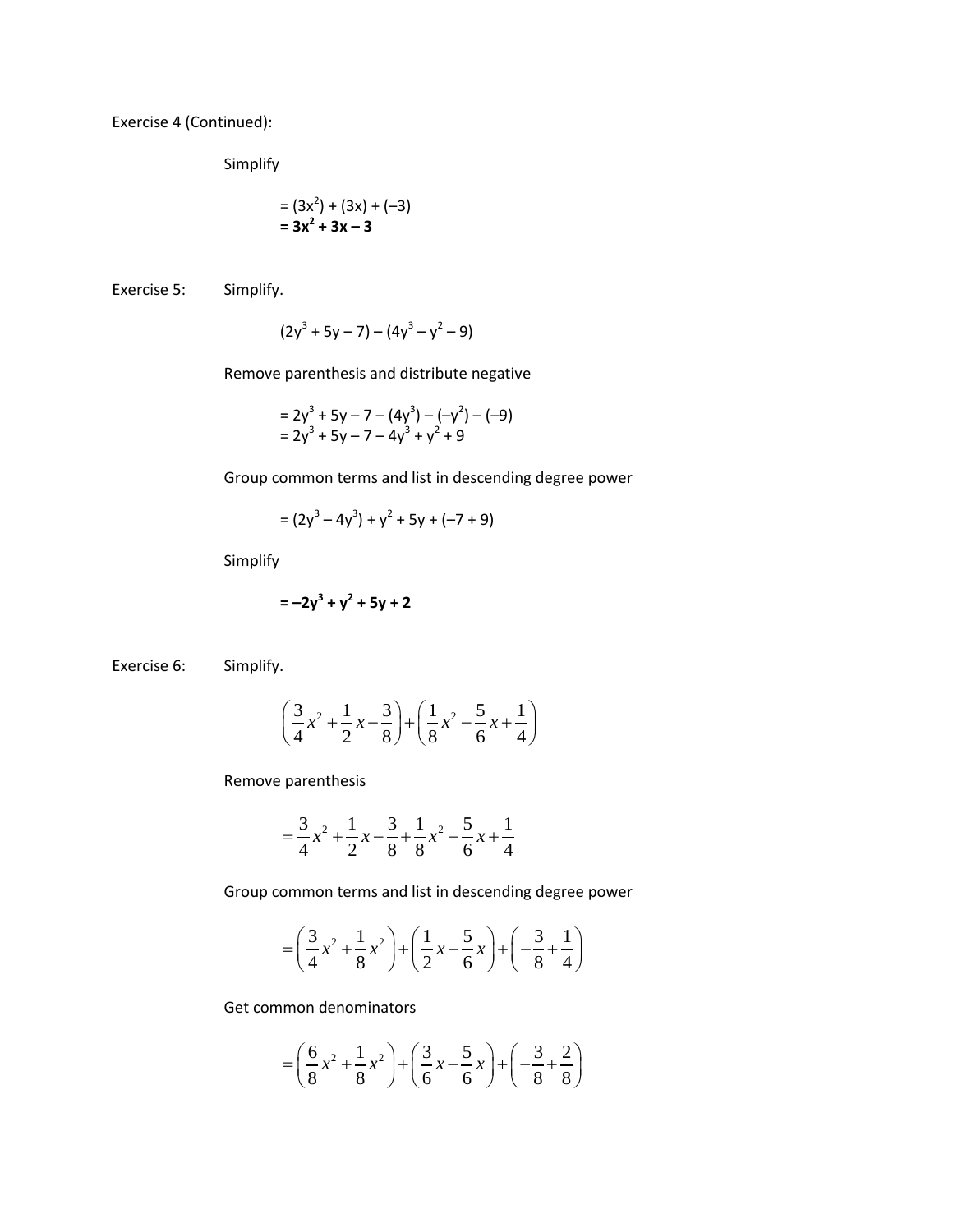Exercise 4 (Continued):

Simplify

$$= (3x^2) + (3x) + (-3)$$
$$\mathbf{= 3x^2 + 3x - 3}$$

Exercise 5: Simplify.

$$(2y^3 + 5y - 7) - (4y^3 - y^2 - 9)$$

Remove parenthesis and distribute negative

$$= 2y^3 + 5y - 7 - (4y^3) - (-y^2) - (-9)$$
$$= 2y^3 + 5y - 7 - 4y^3 + y^2 + 9$$

Group common terms and list in descending degree power

$$= (2y^3 - 4y^3) + y^2 + 5y + (-7 + 9)$$

Simplify

$$\mathbf{= -2y^3 + y^2 + 5y + 2}$$

Exercise 6: Simplify.

$$\left(\frac{3}{4}x^2 + \frac{1}{2}x - \frac{3}{8}\right) + \left(\frac{1}{8}x^2 - \frac{5}{6}x + \frac{1}{4}\right)$$

Remove parenthesis

$$= \frac{3}{4}x^2 + \frac{1}{2}x - \frac{3}{8} + \frac{1}{8}x^2 - \frac{5}{6}x + \frac{1}{4}$$

Group common terms and list in descending degree power

$$= \left(\frac{3}{4}x^2 + \frac{1}{8}x^2\right) + \left(\frac{1}{2}x - \frac{5}{6}x\right) + \left(-\frac{3}{8} + \frac{1}{4}\right)$$

Get common denominators

$$= \left(\frac{6}{8}x^2 + \frac{1}{8}x^2\right) + \left(\frac{3}{6}x - \frac{5}{6}x\right) + \left(-\frac{3}{8} + \frac{2}{8}\right)$$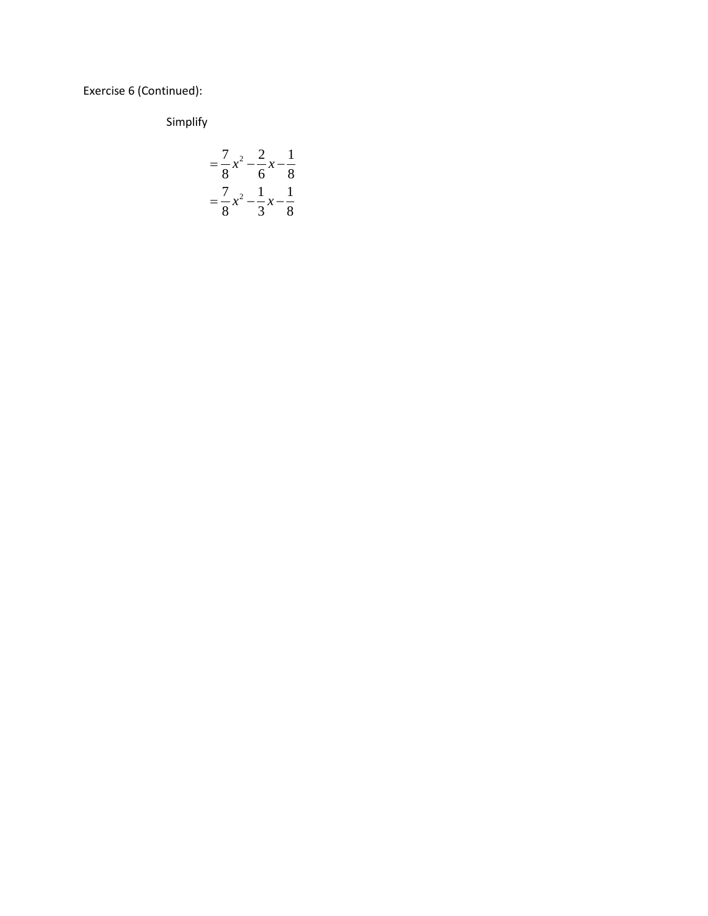Exercise 6 (Continued):

Simplify

$$
\begin{aligned}
&= \frac{7}{8}x^2 - \frac{2}{6}x - \frac{1}{8} \\
&= \frac{7}{8}x^2 - \frac{1}{3}x - \frac{1}{8}
\end{aligned}
$$